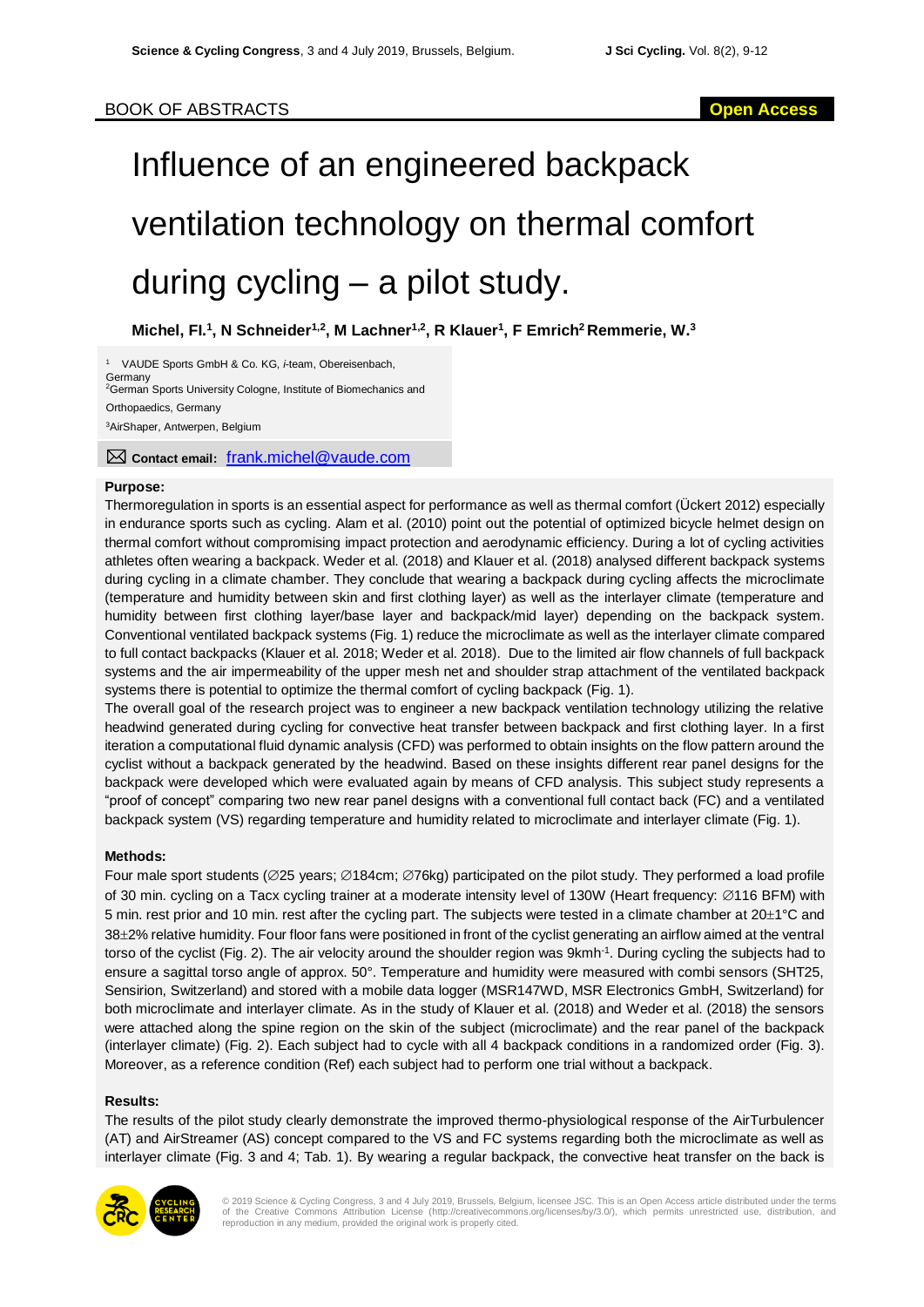BOOK OF ABSTRACTS

Open Access

# Influence of an engineered backpack ventilation technology on thermal comfort during cycling – a pilot study.

**Michel, Fl.[1], N Schneider[1,2], M Lachner[1,2], R Klauer[1], F Emrich[2] Remmerie, W.[3]**

[1] VAUDE Sports GmbH & Co. KG, *i*-team, Obereisenbach, Germany

[2] German Sports University Cologne, Institute of Biomechanics and Orthopaedics, Germany

[3] AirShaper, Antwerpen, Belgium

**Contact email:** frank.michel@vaude.com

**Purpose:**

Thermoregulation in sports is an essential aspect for performance as well as thermal comfort (Ückert 2012) especially in endurance sports such as cycling. Alam et al. (2010) point out the potential of optimized bicycle helmet design on thermal comfort without compromising impact protection and aerodynamic efficiency. During a lot of cycling activities athletes often wearing a backpack. Weder et al. (2018) and Klauer et al. (2018) analysed different backpack systems during cycling in a climate chamber. They conclude that wearing a backpack during cycling affects the microclimate (temperature and humidity between skin and first clothing layer) as well as the interlayer climate (temperature and humidity between first clothing layer/base layer and backpack/mid layer) depending on the backpack system. Conventional ventilated backpack systems (Fig. 1) reduce the microclimate as well as the interlayer climate compared to full contact backpacks (Klauer et al. 2018; Weder et al. 2018). Due to the limited air flow channels of full backpack systems and the air impermeability of the upper mesh net and shoulder strap attachment of the ventilated backpack systems there is potential to optimize the thermal comfort of cycling backpack (Fig. 1).

The overall goal of the research project was to engineer a new backpack ventilation technology utilizing the relative headwind generated during cycling for convective heat transfer between backpack and first clothing layer. In a first iteration a computational fluid dynamic analysis (CFD) was performed to obtain insights on the flow pattern around the cyclist without a backpack generated by the headwind. Based on these insights different rear panel designs for the backpack were developed which were evaluated again by means of CFD analysis. This subject study represents a "proof of concept" comparing two new rear panel designs with a conventional full contact back (FC) and a ventilated backpack system (VS) regarding temperature and humidity related to microclimate and interlayer climate (Fig. 1).

**Methods:**

Four male sport students (∅25 years; ∅184cm; ∅76kg) participated on the pilot study. They performed a load profile of 30 min. cycling on a Tacx cycling trainer at a moderate intensity level of 130W (Heart frequency: ∅116 BFM) with 5 min. rest prior and 10 min. rest after the cycling part. The subjects were tested in a climate chamber at 20±1°C and 38±2% relative humidity. Four floor fans were positioned in front of the cyclist generating an airflow aimed at the ventral torso of the cyclist (Fig. 2). The air velocity around the shoulder region was 9kmh$^{-1}$. During cycling the subjects had to ensure a sagittal torso angle of approx. 50°. Temperature and humidity were measured with combi sensors (SHT25, Sensirion, Switzerland) and stored with a mobile data logger (MSR147WD, MSR Electronics GmbH, Switzerland) for both microclimate and interlayer climate. As in the study of Klauer et al. (2018) and Weder et al. (2018) the sensors were attached along the spine region on the skin of the subject (microclimate) and the rear panel of the backpack (interlayer climate) (Fig. 2). Each subject had to cycle with all 4 backpack conditions in a randomized order (Fig. 3). Moreover, as a reference condition (Ref) each subject had to perform one trial without a backpack.

**Results:**

The results of the pilot study clearly demonstrate the improved thermo-physiological response of the AirTurbulencer (AT) and AirStreamer (AS) concept compared to the VS and FC systems regarding both the microclimate as well as interlayer climate (Fig. 3 and 4; Tab. 1). By wearing a regular backpack, the convective heat transfer on the back is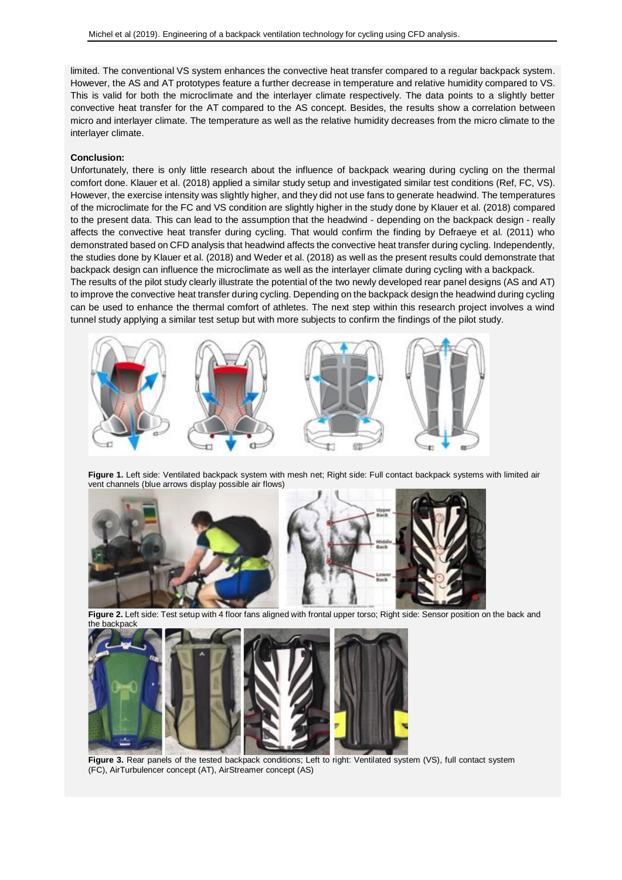limited. The conventional VS system enhances the convective heat transfer compared to a regular backpack system. However, the AS and AT prototypes feature a further decrease in temperature and relative humidity compared to VS. This is valid for both the microclimate and the interlayer climate respectively. The data points to a slightly better convective heat transfer for the AT compared to the AS concept. Besides, the results show a correlation between micro and interlayer climate. The temperature as well as the relative humidity decreases from the micro climate to the interlayer climate.

**Conclusion:**

Unfortunately, there is only little research about the influence of backpack wearing during cycling on the thermal comfort done. Klauer et al. (2018) applied a similar study setup and investigated similar test conditions (Ref, FC, VS). However, the exercise intensity was slightly higher, and they did not use fans to generate headwind. The temperatures of the microclimate for the FC and VS condition are slightly higher in the study done by Klauer et al. (2018) compared to the present data. This can lead to the assumption that the headwind - depending on the backpack design - really affects the convective heat transfer during cycling. That would confirm the finding by Defraeye et al. (2011) who demonstrated based on CFD analysis that headwind affects the convective heat transfer during cycling. Independently, the studies done by Klauer et al. (2018) and Weder et al. (2018) as well as the present results could demonstrate that backpack design can influence the microclimate as well as the interlayer climate during cycling with a backpack.

The results of the pilot study clearly illustrate the potential of the two newly developed rear panel designs (AS and AT) to improve the convective heat transfer during cycling. Depending on the backpack design the headwind during cycling can be used to enhance the thermal comfort of athletes. The next step within this research project involves a wind tunnel study applying a similar test setup but with more subjects to confirm the findings of the pilot study.

**Figure 1.** Left side: Ventilated backpack system with mesh net; Right side: Full contact backpack systems with limited air vent channels (blue arrows display possible air flows)

**Figure 2.** Left side: Test setup with 4 floor fans aligned with frontal upper torso; Right side: Sensor position on the back and the backpack

**Figure 3.** Rear panels of the tested backpack conditions; Left to right: Ventilated system (VS), full contact system (FC), AirTurbulencer concept (AT), AirStreamer concept (AS)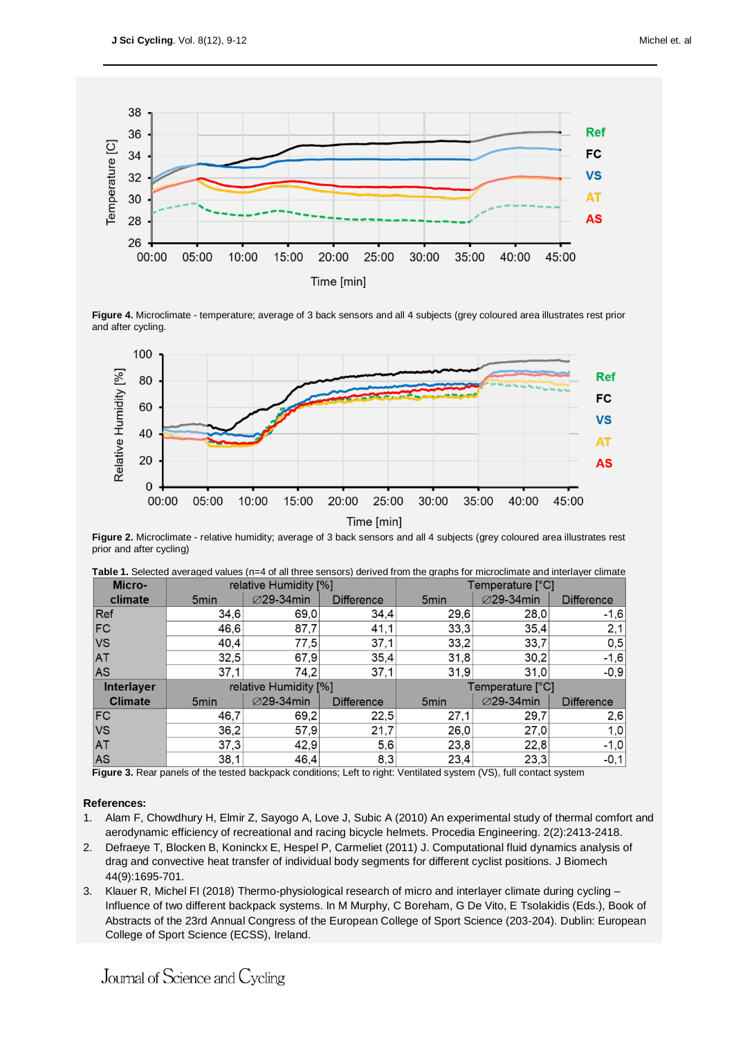Figure 4. Microclimate - temperature; average of 3 back sensors and all 4 subjects (grey coloured area illustrates rest prior and after cycling.

Figure 2. Microclimate - relative humidity; average of 3 back sensors and all 4 subjects (grey coloured area illustrates rest prior and after cycling)

**Table 1.** Selected averaged values (n=4 of all three sensors) derived from the graphs for microclimate and interlayer climate

| Micro-climate | relative Humidity [%] | | | Temperature [°C] | | |
|---|---|---|---|---|---|---|
| | 5min | ∅29-34min | Difference | 5min | ∅29-34min | Difference |
| Ref | 34,6 | 69,0 | 34,4 | 29,6 | 28,0 | -1,6 |
| FC | 46,6 | 87,7 | 41,1 | 33,3 | 35,4 | 2,1 |
| VS | 40,4 | 77,5 | 37,1 | 33,2 | 33,7 | 0,5 |
| AT | 32,5 | 67,9 | 35,4 | 31,8 | 30,2 | -1,6 |
| AS | 37,1 | 74,2 | 37,1 | 31,9 | 31,0 | -0,9 |
| **Interlayer Climate** | **relative Humidity [%]** | | | **Temperature [°C]** | | |
| | 5min | ∅29-34min | Difference | 5min | ∅29-34min | Difference |
| FC | 46,7 | 69,2 | 22,5 | 27,1 | 29,7 | 2,6 |
| VS | 36,2 | 57,9 | 21,7 | 26,0 | 27,0 | 1,0 |
| AT | 37,3 | 42,9 | 5,6 | 23,8 | 22,8 | -1,0 |
| AS | 38,1 | 46,4 | 8,3 | 23,4 | 23,3 | -0,1 |

**Figure 3.** Rear panels of the tested backpack conditions; Left to right: Ventilated system (VS), full contact system

**References:**

1. Alam F, Chowdhury H, Elmir Z, Sayogo A, Love J, Subic A (2010) An experimental study of thermal comfort and aerodynamic efficiency of recreational and racing bicycle helmets. Procedia Engineering. 2(2):2413-2418.
2. Defraeye T, Blocken B, Koninckx E, Hespel P, Carmeliet (2011) J. Computational fluid dynamics analysis of drag and convective heat transfer of individual body segments for different cyclist positions. J Biomech 44(9):1695-701.
3. Klauer R, Michel FI (2018) Thermo-physiological research of micro and interlayer climate during cycling – Influence of two different backpack systems. In M Murphy, C Boreham, G De Vito, E Tsolakidis (Eds.), Book of Abstracts of the 23rd Annual Congress of the European College of Sport Science (203-204). Dublin: European College of Sport Science (ECSS), Ireland.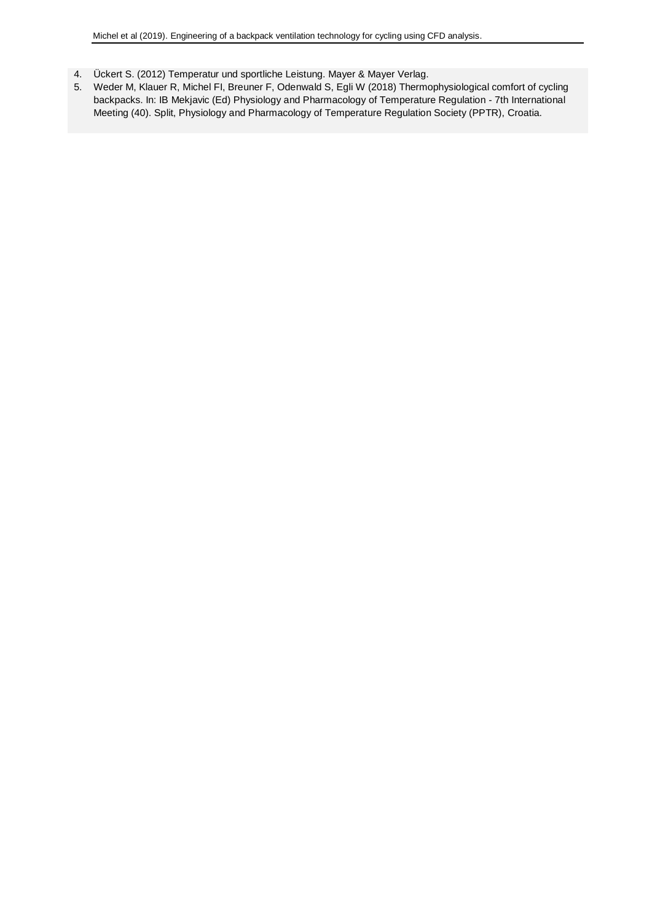4. Ückert S. (2012) Temperatur und sportliche Leistung. Mayer & Mayer Verlag.
5. Weder M, Klauer R, Michel FI, Breuner F, Odenwald S, Egli W (2018) Thermophysiological comfort of cycling backpacks. In: IB Mekjavic (Ed) Physiology and Pharmacology of Temperature Regulation - 7th International Meeting (40). Split, Physiology and Pharmacology of Temperature Regulation Society (PPTR), Croatia.